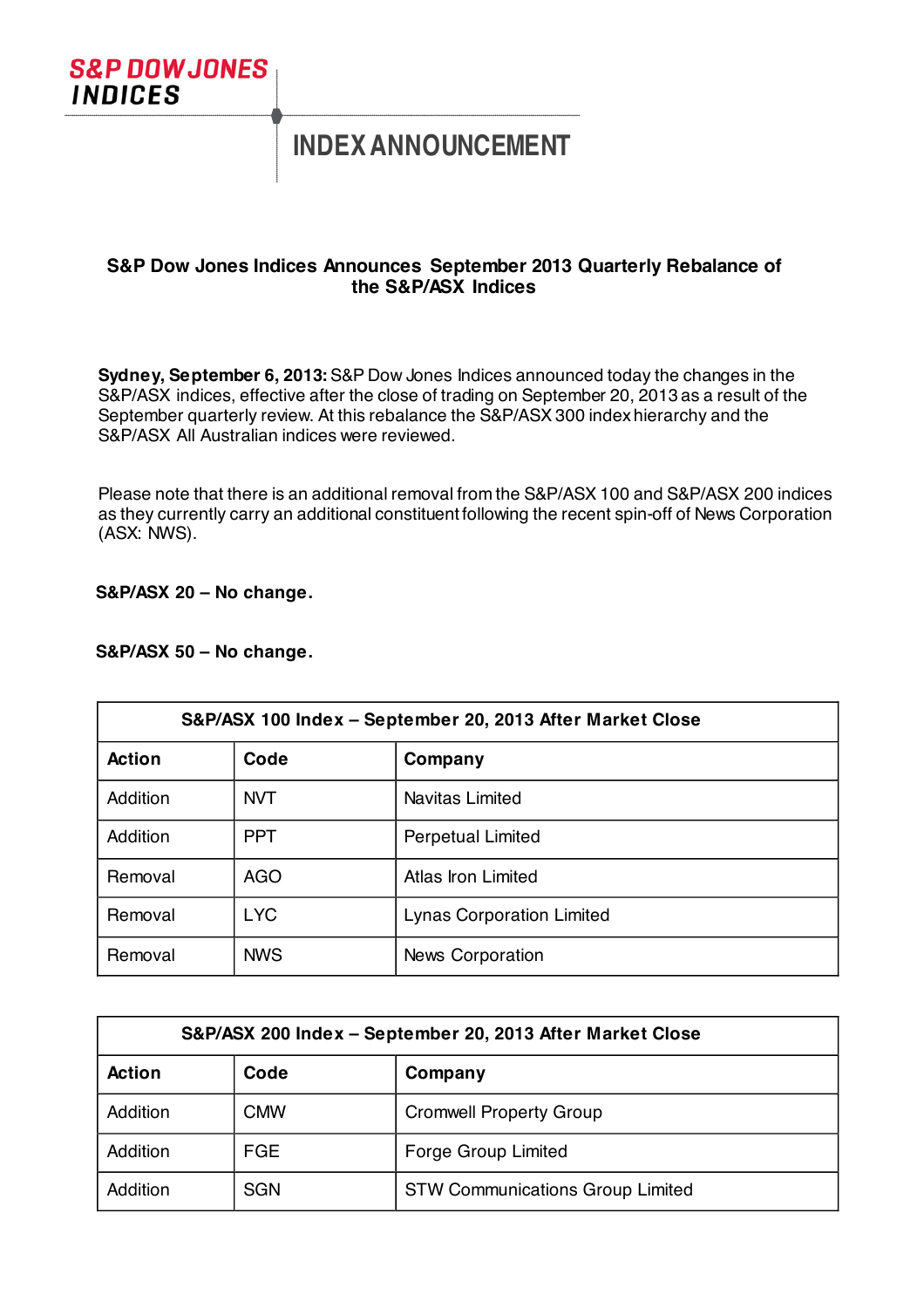S&P DOW JONES INDICES

# INDEX ANNOUNCEMENT

## S&P Dow Jones Indices Announces September 2013 Quarterly Rebalance of the S&P/ASX Indices

**Sydney, September 6, 2013:** S&P Dow Jones Indices announced today the changes in the S&P/ASX indices, effective after the close of trading on September 20, 2013 as a result of the September quarterly review. At this rebalance the S&P/ASX 300 index hierarchy and the S&P/ASX All Australian indices were reviewed.

Please note that there is an additional removal from the S&P/ASX 100 and S&P/ASX 200 indices as they currently carry an additional constituent following the recent spin-off of News Corporation (ASX: NWS).

**S&P/ASX 20 – No change.**

**S&P/ASX 50 – No change.**

| S&P/ASX 100 Index – September 20, 2013 After Market Close | | |
|---|---|---|
| **Action** | **Code** | **Company** |
| Addition | NVT | Navitas Limited |
| Addition | PPT | Perpetual Limited |
| Removal | AGO | Atlas Iron Limited |
| Removal | LYC | Lynas Corporation Limited |
| Removal | NWS | News Corporation |

| S&P/ASX 200 Index – September 20, 2013 After Market Close | | |
|---|---|---|
| **Action** | **Code** | **Company** |
| Addition | CMW | Cromwell Property Group |
| Addition | FGE | Forge Group Limited |
| Addition | SGN | STW Communications Group Limited |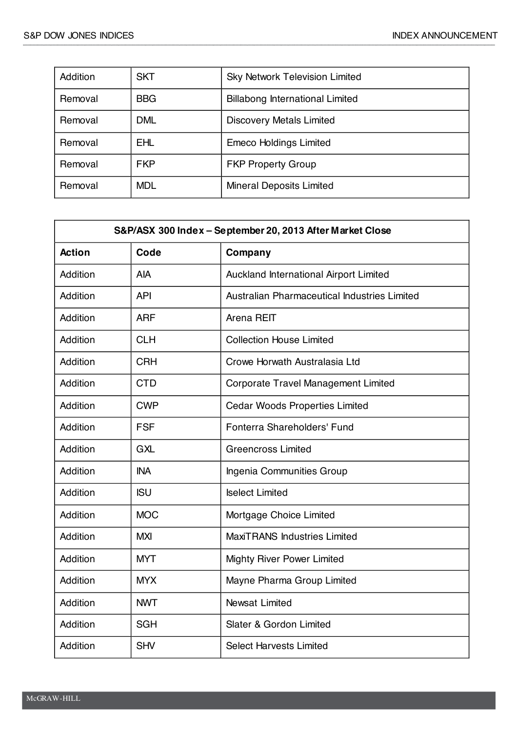| | | |
|---|---|---|
| Addition | SKT | Sky Network Television Limited |
| Removal | BBG | Billabong International Limited |
| Removal | DML | Discovery Metals Limited |
| Removal | EHL | Emeco Holdings Limited |
| Removal | FKP | FKP Property Group |
| Removal | MDL | Mineral Deposits Limited |

| S&P/ASX 300 Index – September 20, 2013 After Market Close | | |
|---|---|---|
| **Action** | **Code** | **Company** |
| Addition | AIA | Auckland International Airport Limited |
| Addition | API | Australian Pharmaceutical Industries Limited |
| Addition | ARF | Arena REIT |
| Addition | CLH | Collection House Limited |
| Addition | CRH | Crowe Horwath Australasia Ltd |
| Addition | CTD | Corporate Travel Management Limited |
| Addition | CWP | Cedar Woods Properties Limited |
| Addition | FSF | Fonterra Shareholders' Fund |
| Addition | GXL | Greencross Limited |
| Addition | INA | Ingenia Communities Group |
| Addition | ISU | Iselect Limited |
| Addition | MOC | Mortgage Choice Limited |
| Addition | MXI | MaxiTRANS Industries Limited |
| Addition | MYT | Mighty River Power Limited |
| Addition | MYX | Mayne Pharma Group Limited |
| Addition | NWT | Newsat Limited |
| Addition | SGH | Slater & Gordon Limited |
| Addition | SHV | Select Harvests Limited |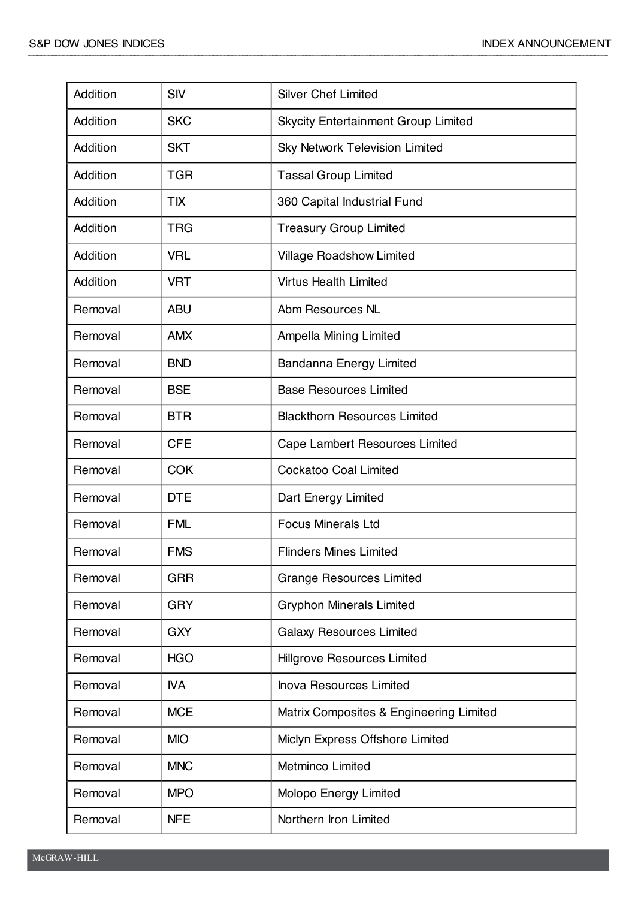| | | |
|---|---|---|
| Addition | SIV | Silver Chef Limited |
| Addition | SKC | Skycity Entertainment Group Limited |
| Addition | SKT | Sky Network Television Limited |
| Addition | TGR | Tassal Group Limited |
| Addition | TIX | 360 Capital Industrial Fund |
| Addition | TRG | Treasury Group Limited |
| Addition | VRL | Village Roadshow Limited |
| Addition | VRT | Virtus Health Limited |
| Removal | ABU | Abm Resources NL |
| Removal | AMX | Ampella Mining Limited |
| Removal | BND | Bandanna Energy Limited |
| Removal | BSE | Base Resources Limited |
| Removal | BTR | Blackthorn Resources Limited |
| Removal | CFE | Cape Lambert Resources Limited |
| Removal | COK | Cockatoo Coal Limited |
| Removal | DTE | Dart Energy Limited |
| Removal | FML | Focus Minerals Ltd |
| Removal | FMS | Flinders Mines Limited |
| Removal | GRR | Grange Resources Limited |
| Removal | GRY | Gryphon Minerals Limited |
| Removal | GXY | Galaxy Resources Limited |
| Removal | HGO | Hillgrove Resources Limited |
| Removal | IVA | Inova Resources Limited |
| Removal | MCE | Matrix Composites & Engineering Limited |
| Removal | MIO | Miclyn Express Offshore Limited |
| Removal | MNC | Metminco Limited |
| Removal | MPO | Molopo Energy Limited |
| Removal | NFE | Northern Iron Limited |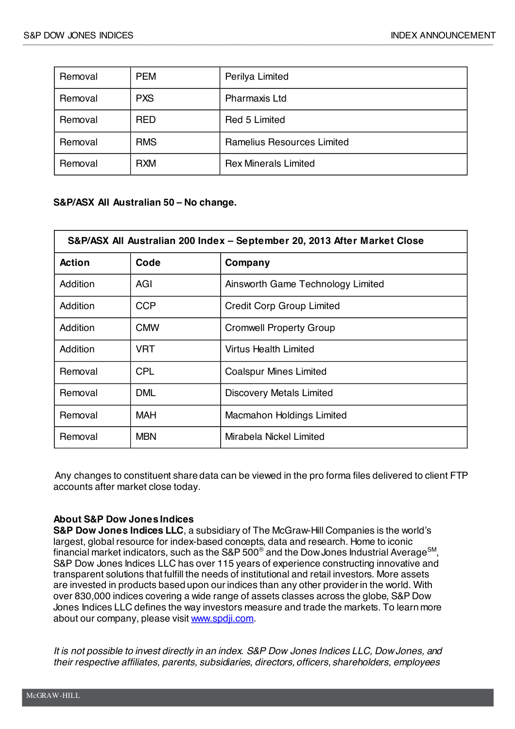| | | |
|---|---|---|
| Removal | PEM | Perilya Limited |
| Removal | PXS | Pharmaxis Ltd |
| Removal | RED | Red 5 Limited |
| Removal | RMS | Ramelius Resources Limited |
| Removal | RXM | Rex Minerals Limited |

**S&P/ASX All Australian 50 – No change.**

| S&P/ASX All Australian 200 Index – September 20, 2013 After Market Close | | |
|---|---|---|
| **Action** | **Code** | **Company** |
| Addition | AGI | Ainsworth Game Technology Limited |
| Addition | CCP | Credit Corp Group Limited |
| Addition | CMW | Cromwell Property Group |
| Addition | VRT | Virtus Health Limited |
| Removal | CPL | Coalspur Mines Limited |
| Removal | DML | Discovery Metals Limited |
| Removal | MAH | Macmahon Holdings Limited |
| Removal | MBN | Mirabela Nickel Limited |

Any changes to constituent share data can be viewed in the pro forma files delivered to client FTP accounts after market close today.

**About S&P Dow Jones Indices**
**S&P Dow Jones Indices LLC**, a subsidiary of The McGraw-Hill Companies is the world's largest, global resource for index-based concepts, data and research. Home to iconic financial market indicators, such as the S&P 500® and the Dow Jones Industrial Average℠, S&P Dow Jones Indices LLC has over 115 years of experience constructing innovative and transparent solutions that fulfill the needs of institutional and retail investors. More assets are invested in products based upon our indices than any other provider in the world. With over 830,000 indices covering a wide range of assets classes across the globe, S&P Dow Jones Indices LLC defines the way investors measure and trade the markets. To learn more about our company, please visit www.spdji.com.

*It is not possible to invest directly in an index. S&P Dow Jones Indices LLC, Dow Jones, and their respective affiliates, parents, subsidiaries, directors, officers, shareholders, employees*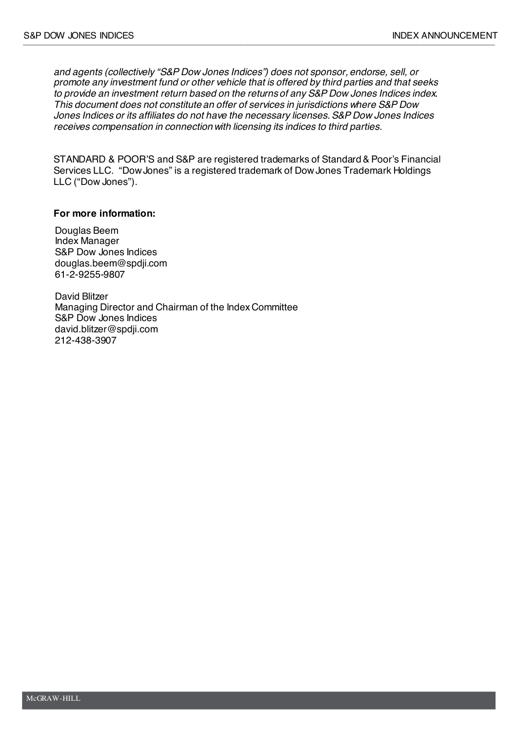*and agents (collectively "S&P Dow Jones Indices") does not sponsor, endorse, sell, or promote any investment fund or other vehicle that is offered by third parties and that seeks to provide an investment return based on the returns of any S&P Dow Jones Indices index. This document does not constitute an offer of services in jurisdictions where S&P Dow Jones Indices or its affiliates do not have the necessary licenses. S&P Dow Jones Indices receives compensation in connection with licensing its indices to third parties.*

STANDARD & POOR'S and S&P are registered trademarks of Standard & Poor's Financial Services LLC. "Dow Jones" is a registered trademark of Dow Jones Trademark Holdings LLC ("Dow Jones").

**For more information:**

Douglas Beem
Index Manager
S&P Dow Jones Indices
douglas.beem@spdji.com
61-2-9255-9807

David Blitzer
Managing Director and Chairman of the Index Committee
S&P Dow Jones Indices
david.blitzer@spdji.com
212-438-3907